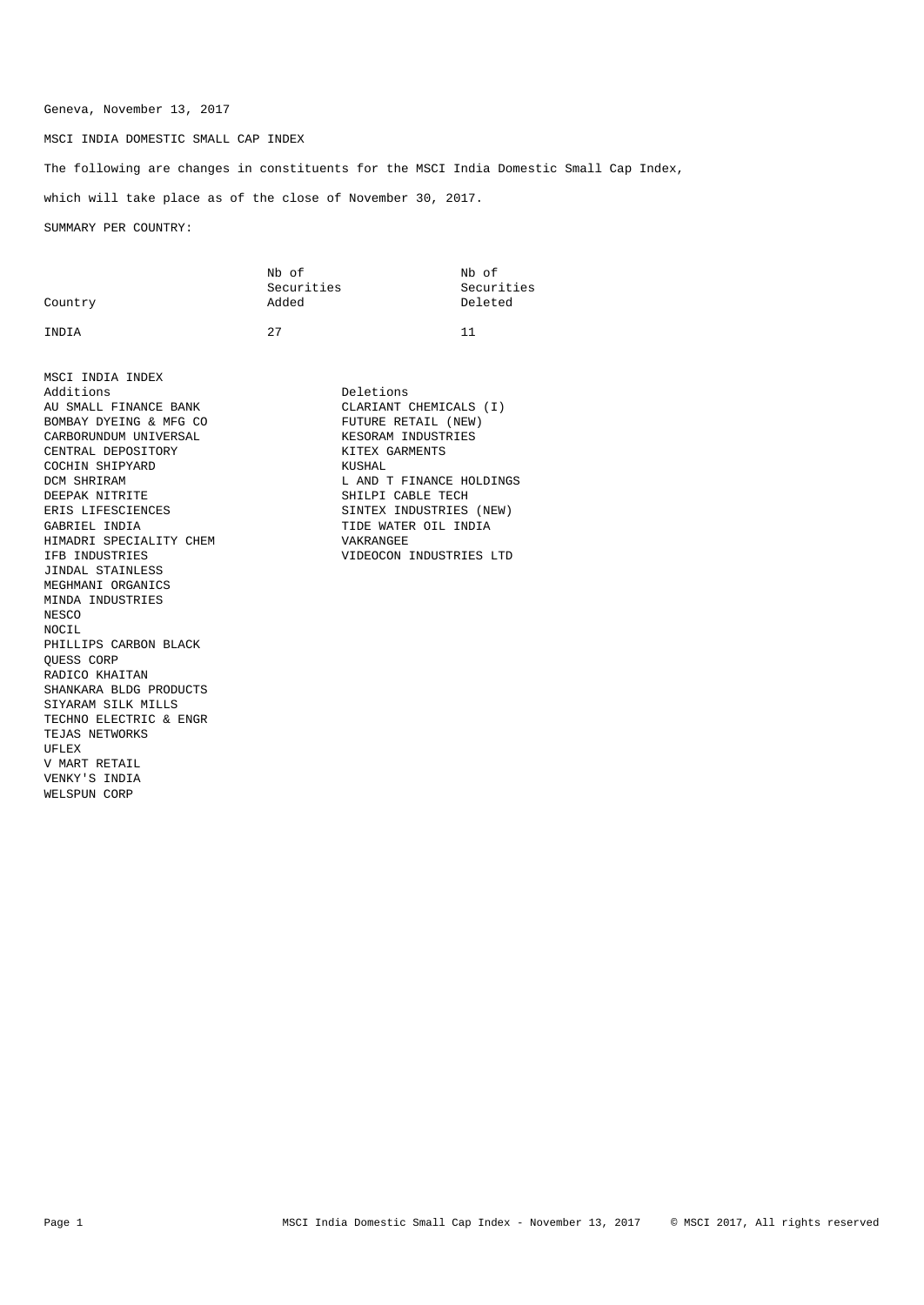Geneva, November 13, 2017

MSCI INDIA DOMESTIC SMALL CAP INDEX

The following are changes in constituents for the MSCI India Domestic Small Cap Index,

which will take place as of the close of November 30, 2017.

SUMMARY PER COUNTRY:

| Country | Nb of Securities Added | Nb of Securities Deleted |
|---|---|---|
| INDIA | 27 | 11 |

MSCI INDIA INDEX

| Additions | Deletions |
|---|---|
| AU SMALL FINANCE BANK | CLARIANT CHEMICALS (I) |
| BOMBAY DYEING & MFG CO | FUTURE RETAIL (NEW) |
| CARBORUNDUM UNIVERSAL | KESORAM INDUSTRIES |
| CENTRAL DEPOSITORY | KITEX GARMENTS |
| COCHIN SHIPYARD | KUSHAL |
| DCM SHRIRAM | L AND T FINANCE HOLDINGS |
| DEEPAK NITRITE | SHILPI CABLE TECH |
| ERIS LIFESCIENCES | SINTEX INDUSTRIES (NEW) |
| GABRIEL INDIA | TIDE WATER OIL INDIA |
| HIMADRI SPECIALITY CHEM | VAKRANGEE |
| IFB INDUSTRIES | VIDEOCON INDUSTRIES LTD |
| JINDAL STAINLESS | |
| MEGHMANI ORGANICS | |
| MINDA INDUSTRIES | |
| NESCO | |
| NOCIL | |
| PHILLIPS CARBON BLACK | |
| QUESS CORP | |
| RADICO KHAITAN | |
| SHANKARA BLDG PRODUCTS | |
| SIYARAM SILK MILLS | |
| TECHNO ELECTRIC & ENGR | |
| TEJAS NETWORKS | |
| UFLEX | |
| V MART RETAIL | |
| VENKY'S INDIA | |
| WELSPUN CORP | |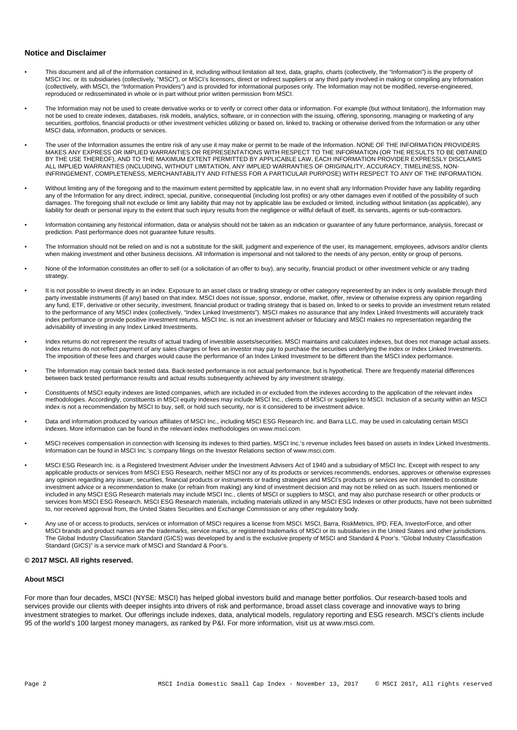## Notice and Disclaimer

- This document and all of the information contained in it, including without limitation all text, data, graphs, charts (collectively, the "Information") is the property of MSCI Inc. or its subsidiaries (collectively, "MSCI"), or MSCI's licensors, direct or indirect suppliers or any third party involved in making or compiling any Information (collectively, with MSCI, the "Information Providers") and is provided for informational purposes only. The Information may not be modified, reverse-engineered, reproduced or redisseminated in whole or in part without prior written permission from MSCI.
- The Information may not be used to create derivative works or to verify or correct other data or information. For example (but without limitation), the Information may not be used to create indexes, databases, risk models, analytics, software, or in connection with the issuing, offering, sponsoring, managing or marketing of any securities, portfolios, financial products or other investment vehicles utilizing or based on, linked to, tracking or otherwise derived from the Information or any other MSCI data, information, products or services.
- The user of the Information assumes the entire risk of any use it may make or permit to be made of the Information. NONE OF THE INFORMATION PROVIDERS MAKES ANY EXPRESS OR IMPLIED WARRANTIES OR REPRESENTATIONS WITH RESPECT TO THE INFORMATION (OR THE RESULTS TO BE OBTAINED BY THE USE THEREOF), AND TO THE MAXIMUM EXTENT PERMITTED BY APPLICABLE LAW, EACH INFORMATION PROVIDER EXPRESSLY DISCLAIMS ALL IMPLIED WARRANTIES (INCLUDING, WITHOUT LIMITATION, ANY IMPLIED WARRANTIES OF ORIGINALITY, ACCURACY, TIMELINESS, NON-INFRINGEMENT, COMPLETENESS, MERCHANTABILITY AND FITNESS FOR A PARTICULAR PURPOSE) WITH RESPECT TO ANY OF THE INFORMATION.
- Without limiting any of the foregoing and to the maximum extent permitted by applicable law, in no event shall any Information Provider have any liability regarding any of the Information for any direct, indirect, special, punitive, consequential (including lost profits) or any other damages even if notified of the possibility of such damages. The foregoing shall not exclude or limit any liability that may not by applicable law be excluded or limited, including without limitation (as applicable), any liability for death or personal injury to the extent that such injury results from the negligence or willful default of itself, its servants, agents or sub-contractors.
- Information containing any historical information, data or analysis should not be taken as an indication or guarantee of any future performance, analysis, forecast or prediction. Past performance does not guarantee future results.
- The Information should not be relied on and is not a substitute for the skill, judgment and experience of the user, its management, employees, advisors and/or clients when making investment and other business decisions. All Information is impersonal and not tailored to the needs of any person, entity or group of persons.
- None of the Information constitutes an offer to sell (or a solicitation of an offer to buy), any security, financial product or other investment vehicle or any trading strategy.
- It is not possible to invest directly in an index. Exposure to an asset class or trading strategy or other category represented by an index is only available through third party investable instruments (if any) based on that index. MSCI does not issue, sponsor, endorse, market, offer, review or otherwise express any opinion regarding any fund, ETF, derivative or other security, investment, financial product or trading strategy that is based on, linked to or seeks to provide an investment return related to the performance of any MSCI index (collectively, "Index Linked Investments"). MSCI makes no assurance that any Index Linked Investments will accurately track index performance or provide positive investment returns. MSCI Inc. is not an investment adviser or fiduciary and MSCI makes no representation regarding the advisability of investing in any Index Linked Investments.
- Index returns do not represent the results of actual trading of investible assets/securities. MSCI maintains and calculates indexes, but does not manage actual assets. Index returns do not reflect payment of any sales charges or fees an investor may pay to purchase the securities underlying the index or Index Linked Investments. The imposition of these fees and charges would cause the performance of an Index Linked Investment to be different than the MSCI index performance.
- The Information may contain back tested data. Back-tested performance is not actual performance, but is hypothetical. There are frequently material differences between back tested performance results and actual results subsequently achieved by any investment strategy.
- Constituents of MSCI equity indexes are listed companies, which are included in or excluded from the indexes according to the application of the relevant index methodologies. Accordingly, constituents in MSCI equity indexes may include MSCI Inc., clients of MSCI or suppliers to MSCI. Inclusion of a security within an MSCI index is not a recommendation by MSCI to buy, sell, or hold such security, nor is it considered to be investment advice.
- Data and information produced by various affiliates of MSCI Inc., including MSCI ESG Research Inc. and Barra LLC, may be used in calculating certain MSCI indexes. More information can be found in the relevant index methodologies on www.msci.com.
- MSCI receives compensation in connection with licensing its indexes to third parties. MSCI Inc.'s revenue includes fees based on assets in Index Linked Investments. Information can be found in MSCI Inc.'s company filings on the Investor Relations section of www.msci.com.
- MSCI ESG Research Inc. is a Registered Investment Adviser under the Investment Advisers Act of 1940 and a subsidiary of MSCI Inc. Except with respect to any applicable products or services from MSCI ESG Research, neither MSCI nor any of its products or services recommends, endorses, approves or otherwise expresses any opinion regarding any issuer, securities, financial products or instruments or trading strategies and MSCI's products or services are not intended to constitute investment advice or a recommendation to make (or refrain from making) any kind of investment decision and may not be relied on as such. Issuers mentioned or included in any MSCI ESG Research materials may include MSCI Inc., clients of MSCI or suppliers to MSCI, and may also purchase research or other products or services from MSCI ESG Research. MSCI ESG Research materials, including materials utilized in any MSCI ESG Indexes or other products, have not been submitted to, nor received approval from, the United States Securities and Exchange Commission or any other regulatory body.
- Any use of or access to products, services or information of MSCI requires a license from MSCI. MSCI, Barra, RiskMetrics, IPD, FEA, InvestorForce, and other MSCI brands and product names are the trademarks, service marks, or registered trademarks of MSCI or its subsidiaries in the United States and other jurisdictions. The Global Industry Classification Standard (GICS) was developed by and is the exclusive property of MSCI and Standard & Poor's. "Global Industry Classification Standard (GICS)" is a service mark of MSCI and Standard & Poor's.

**© 2017 MSCI. All rights reserved.**

## About MSCI

For more than four decades, MSCI (NYSE: MSCI) has helped global investors build and manage better portfolios. Our research-based tools and services provide our clients with deeper insights into drivers of risk and performance, broad asset class coverage and innovative ways to bring investment strategies to market. Our offerings include indexes, data, analytical models, regulatory reporting and ESG research. MSCI's clients include 95 of the world's 100 largest money managers, as ranked by P&I. For more information, visit us at www.msci.com.